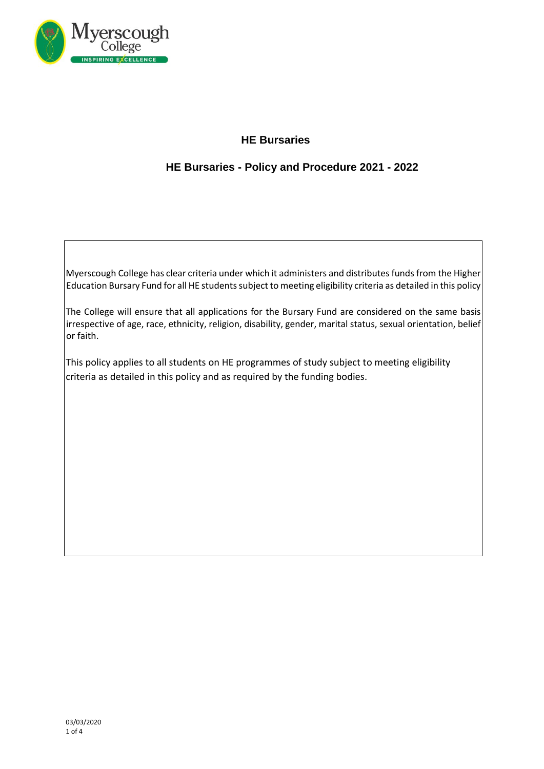# HE Bursaries

## HE Bursaries - Policy and Procedure 2021 - 2022

Myerscough College has clear criteria under which it administers and distributes funds from the Higher Education Bursary Fund for all HE students subject to meeting eligibility criteria as detailed in this policy

The College will ensure that all applications for the Bursary Fund are considered on the same basis irrespective of age, race, ethnicity, religion, disability, gender, marital status, sexual orientation, belief or faith.

This policy applies to all students on HE programmes of study subject to meeting eligibility criteria as detailed in this policy and as required by the funding bodies.

03/03/2020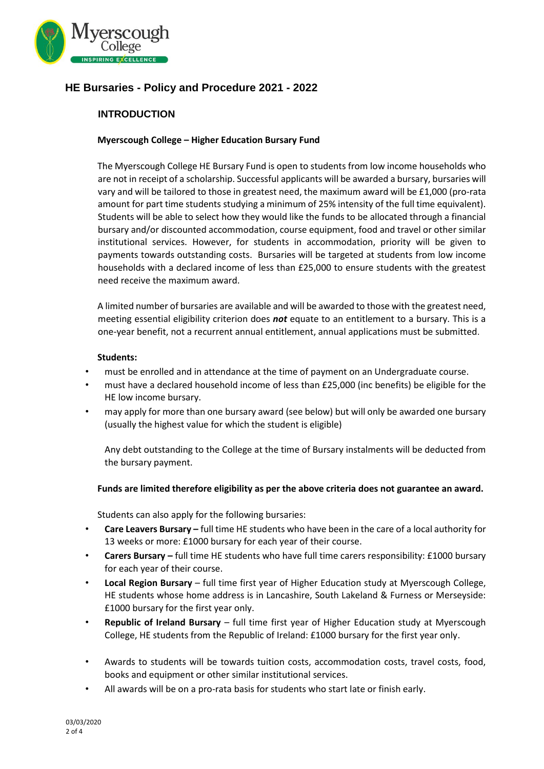# HE Bursaries - Policy and Procedure 2021 - 2022

## INTRODUCTION

**Myerscough College – Higher Education Bursary Fund**

The Myerscough College HE Bursary Fund is open to students from low income households who are not in receipt of a scholarship. Successful applicants will be awarded a bursary, bursaries will vary and will be tailored to those in greatest need, the maximum award will be £1,000 (pro-rata amount for part time students studying a minimum of 25% intensity of the full time equivalent). Students will be able to select how they would like the funds to be allocated through a financial bursary and/or discounted accommodation, course equipment, food and travel or other similar institutional services. However, for students in accommodation, priority will be given to payments towards outstanding costs. Bursaries will be targeted at students from low income households with a declared income of less than £25,000 to ensure students with the greatest need receive the maximum award.

A limited number of bursaries are available and will be awarded to those with the greatest need, meeting essential eligibility criterion does ***not*** equate to an entitlement to a bursary. This is a one-year benefit, not a recurrent annual entitlement, annual applications must be submitted.

**Students:**

- must be enrolled and in attendance at the time of payment on an Undergraduate course.
- must have a declared household income of less than £25,000 (inc benefits) be eligible for the HE low income bursary.
- may apply for more than one bursary award (see below) but will only be awarded one bursary (usually the highest value for which the student is eligible)

Any debt outstanding to the College at the time of Bursary instalments will be deducted from the bursary payment.

**Funds are limited therefore eligibility as per the above criteria does not guarantee an award.**

Students can also apply for the following bursaries:

- **Care Leavers Bursary –** full time HE students who have been in the care of a local authority for 13 weeks or more: £1000 bursary for each year of their course.
- **Carers Bursary –** full time HE students who have full time carers responsibility: £1000 bursary for each year of their course.
- **Local Region Bursary** – full time first year of Higher Education study at Myerscough College, HE students whose home address is in Lancashire, South Lakeland & Furness or Merseyside: £1000 bursary for the first year only.
- **Republic of Ireland Bursary** – full time first year of Higher Education study at Myerscough College, HE students from the Republic of Ireland: £1000 bursary for the first year only.

- Awards to students will be towards tuition costs, accommodation costs, travel costs, food, books and equipment or other similar institutional services.
- All awards will be on a pro-rata basis for students who start late or finish early.

03/03/2020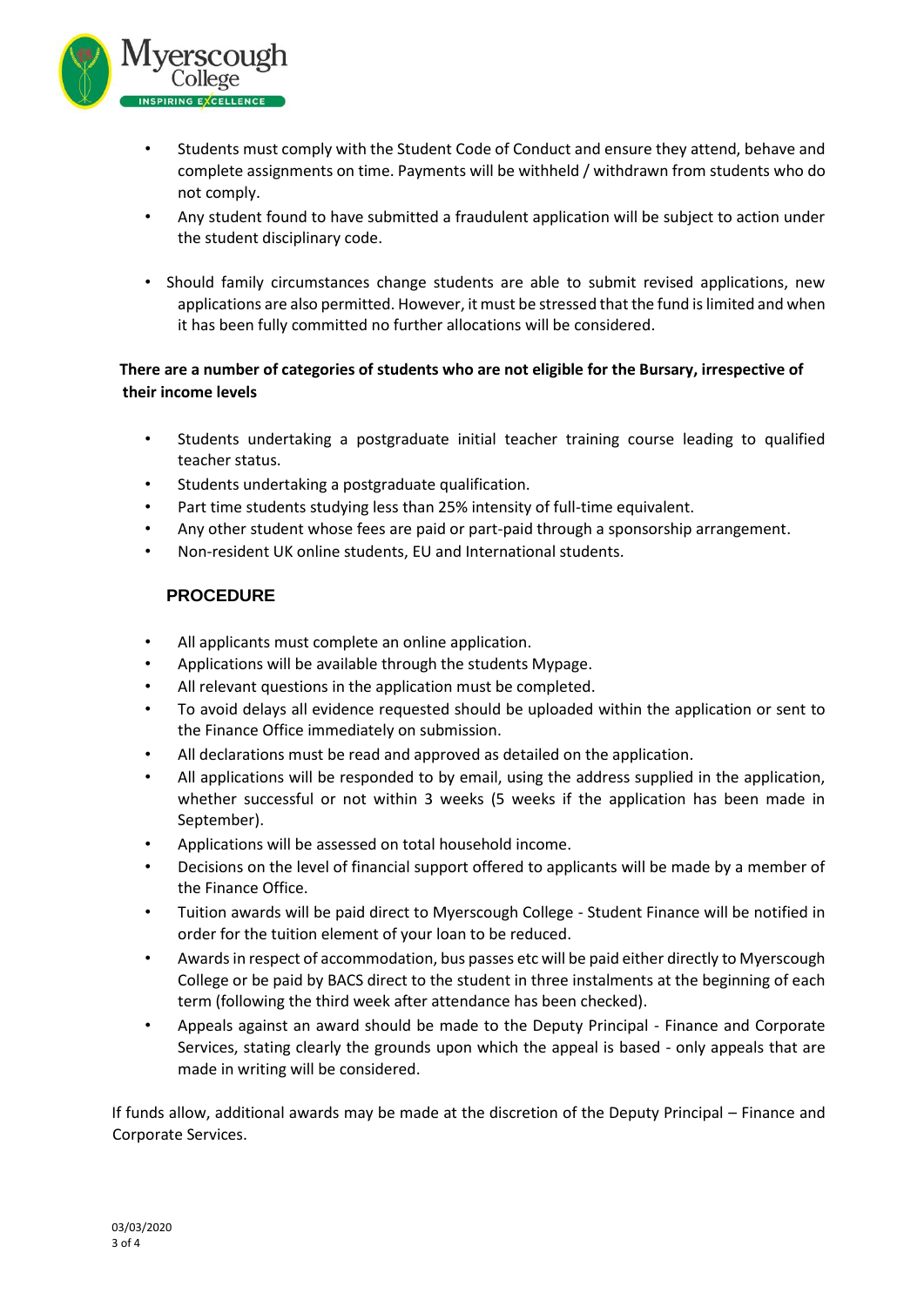- Students must comply with the Student Code of Conduct and ensure they attend, behave and complete assignments on time. Payments will be withheld / withdrawn from students who do not comply.
- Any student found to have submitted a fraudulent application will be subject to action under the student disciplinary code.
- Should family circumstances change students are able to submit revised applications, new applications are also permitted. However, it must be stressed that the fund is limited and when it has been fully committed no further allocations will be considered.

**There are a number of categories of students who are not eligible for the Bursary, irrespective of their income levels**

- Students undertaking a postgraduate initial teacher training course leading to qualified teacher status.
- Students undertaking a postgraduate qualification.
- Part time students studying less than 25% intensity of full-time equivalent.
- Any other student whose fees are paid or part-paid through a sponsorship arrangement.
- Non-resident UK online students, EU and International students.

## PROCEDURE

- All applicants must complete an online application.
- Applications will be available through the students Mypage.
- All relevant questions in the application must be completed.
- To avoid delays all evidence requested should be uploaded within the application or sent to the Finance Office immediately on submission.
- All declarations must be read and approved as detailed on the application.
- All applications will be responded to by email, using the address supplied in the application, whether successful or not within 3 weeks (5 weeks if the application has been made in September).
- Applications will be assessed on total household income.
- Decisions on the level of financial support offered to applicants will be made by a member of the Finance Office.
- Tuition awards will be paid direct to Myerscough College - Student Finance will be notified in order for the tuition element of your loan to be reduced.
- Awards in respect of accommodation, bus passes etc will be paid either directly to Myerscough College or be paid by BACS direct to the student in three instalments at the beginning of each term (following the third week after attendance has been checked).
- Appeals against an award should be made to the Deputy Principal - Finance and Corporate Services, stating clearly the grounds upon which the appeal is based - only appeals that are made in writing will be considered.

If funds allow, additional awards may be made at the discretion of the Deputy Principal – Finance and Corporate Services.

03/03/2020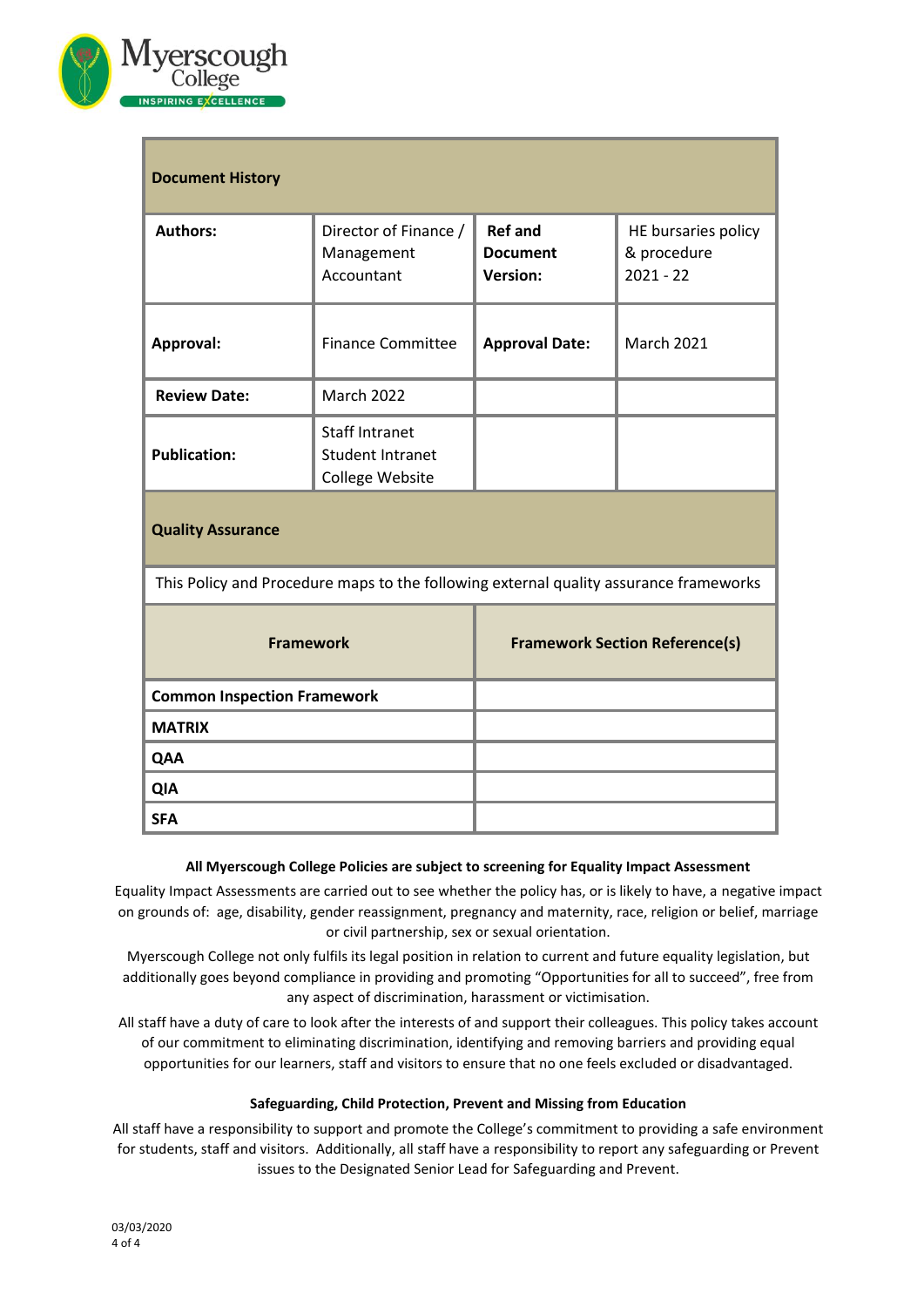| Document History | | | |
|---|---|---|---|
| **Authors:** | Director of Finance / Management Accountant | **Ref and Document Version:** | HE bursaries policy & procedure 2021 - 22 |
| **Approval:** | Finance Committee | **Approval Date:** | March 2021 |
| **Review Date:** | March 2022 | | |
| **Publication:** | Staff Intranet<br>Student Intranet<br>College Website | | |

**Quality Assurance**

This Policy and Procedure maps to the following external quality assurance frameworks

| Framework | Framework Section Reference(s) |
|---|---|
| **Common Inspection Framework** | |
| **MATRIX** | |
| **QAA** | |
| **QIA** | |
| **SFA** | |

**All Myerscough College Policies are subject to screening for Equality Impact Assessment**

Equality Impact Assessments are carried out to see whether the policy has, or is likely to have, a negative impact on grounds of: age, disability, gender reassignment, pregnancy and maternity, race, religion or belief, marriage or civil partnership, sex or sexual orientation.

Myerscough College not only fulfils its legal position in relation to current and future equality legislation, but additionally goes beyond compliance in providing and promoting "Opportunities for all to succeed", free from any aspect of discrimination, harassment or victimisation.

All staff have a duty of care to look after the interests of and support their colleagues. This policy takes account of our commitment to eliminating discrimination, identifying and removing barriers and providing equal opportunities for our learners, staff and visitors to ensure that no one feels excluded or disadvantaged.

**Safeguarding, Child Protection, Prevent and Missing from Education**

All staff have a responsibility to support and promote the College's commitment to providing a safe environment for students, staff and visitors. Additionally, all staff have a responsibility to report any safeguarding or Prevent issues to the Designated Senior Lead for Safeguarding and Prevent.

03/03/2020